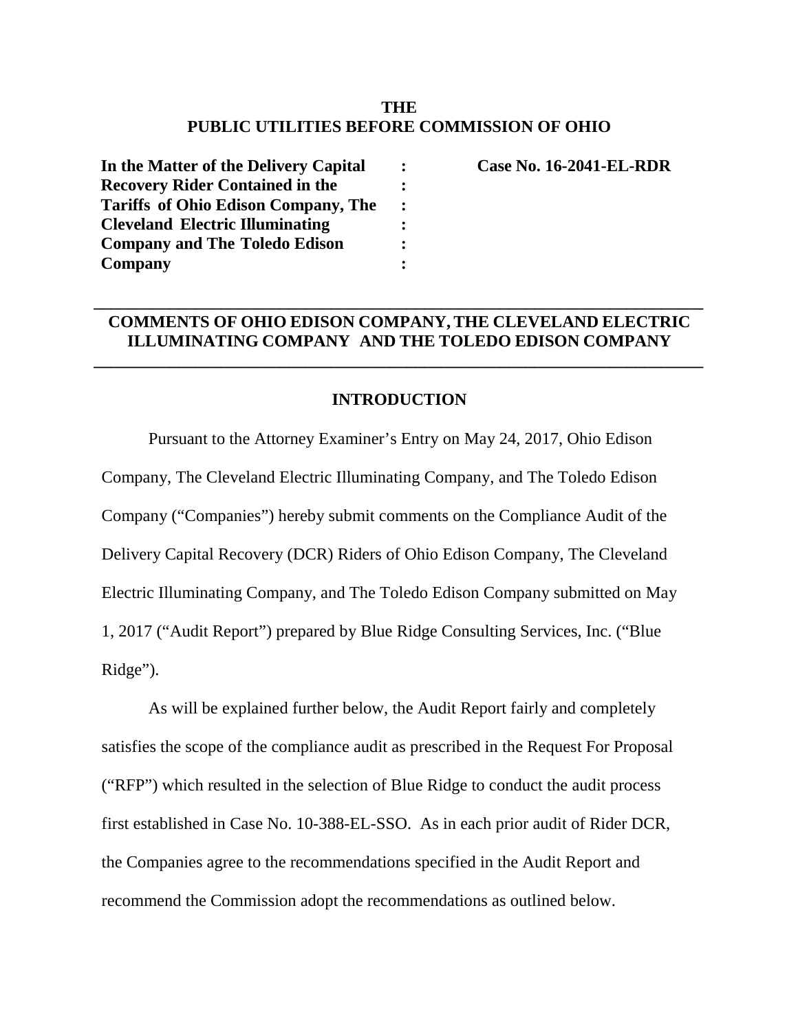**THE**
**PUBLIC UTILITIES BEFORE COMMISSION OF OHIO**

| | | |
|---|---|---|
| **In the Matter of the Delivery Capital Recovery Rider Contained in the Tariffs of Ohio Edison Company, The Cleveland Electric Illuminating Company and The Toledo Edison Company** | : | **Case No. 16-2041-EL-RDR** |

---

## COMMENTS OF OHIO EDISON COMPANY, THE CLEVELAND ELECTRIC ILLUMINATING COMPANY AND THE TOLEDO EDISON COMPANY

---

### INTRODUCTION

Pursuant to the Attorney Examiner's Entry on May 24, 2017, Ohio Edison Company, The Cleveland Electric Illuminating Company, and The Toledo Edison Company ("Companies") hereby submit comments on the Compliance Audit of the Delivery Capital Recovery (DCR) Riders of Ohio Edison Company, The Cleveland Electric Illuminating Company, and The Toledo Edison Company submitted on May 1, 2017 ("Audit Report") prepared by Blue Ridge Consulting Services, Inc. ("Blue Ridge").

As will be explained further below, the Audit Report fairly and completely satisfies the scope of the compliance audit as prescribed in the Request For Proposal ("RFP") which resulted in the selection of Blue Ridge to conduct the audit process first established in Case No. 10-388-EL-SSO. As in each prior audit of Rider DCR, the Companies agree to the recommendations specified in the Audit Report and recommend the Commission adopt the recommendations as outlined below.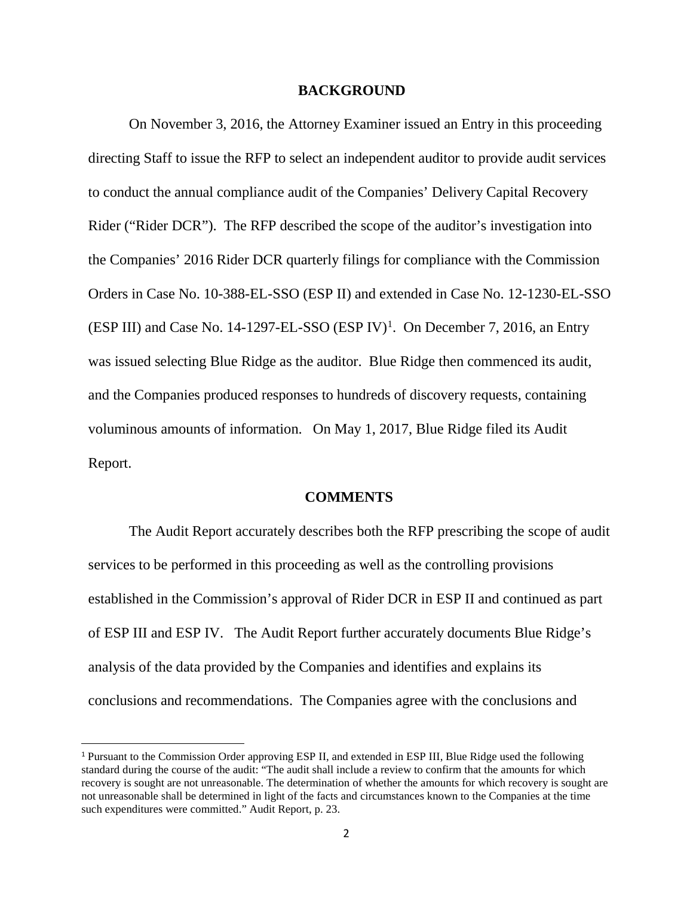## BACKGROUND

On November 3, 2016, the Attorney Examiner issued an Entry in this proceeding directing Staff to issue the RFP to select an independent auditor to provide audit services to conduct the annual compliance audit of the Companies' Delivery Capital Recovery Rider ("Rider DCR"). The RFP described the scope of the auditor's investigation into the Companies' 2016 Rider DCR quarterly filings for compliance with the Commission Orders in Case No. 10-388-EL-SSO (ESP II) and extended in Case No. 12-1230-EL-SSO (ESP III) and Case No. 14-1297-EL-SSO (ESP IV)[1]. On December 7, 2016, an Entry was issued selecting Blue Ridge as the auditor. Blue Ridge then commenced its audit, and the Companies produced responses to hundreds of discovery requests, containing voluminous amounts of information. On May 1, 2017, Blue Ridge filed its Audit Report.

## COMMENTS

The Audit Report accurately describes both the RFP prescribing the scope of audit services to be performed in this proceeding as well as the controlling provisions established in the Commission's approval of Rider DCR in ESP II and continued as part of ESP III and ESP IV. The Audit Report further accurately documents Blue Ridge's analysis of the data provided by the Companies and identifies and explains its conclusions and recommendations. The Companies agree with the conclusions and

[1] Pursuant to the Commission Order approving ESP II, and extended in ESP III, Blue Ridge used the following standard during the course of the audit: "The audit shall include a review to confirm that the amounts for which recovery is sought are not unreasonable. The determination of whether the amounts for which recovery is sought are not unreasonable shall be determined in light of the facts and circumstances known to the Companies at the time such expenditures were committed." Audit Report, p. 23.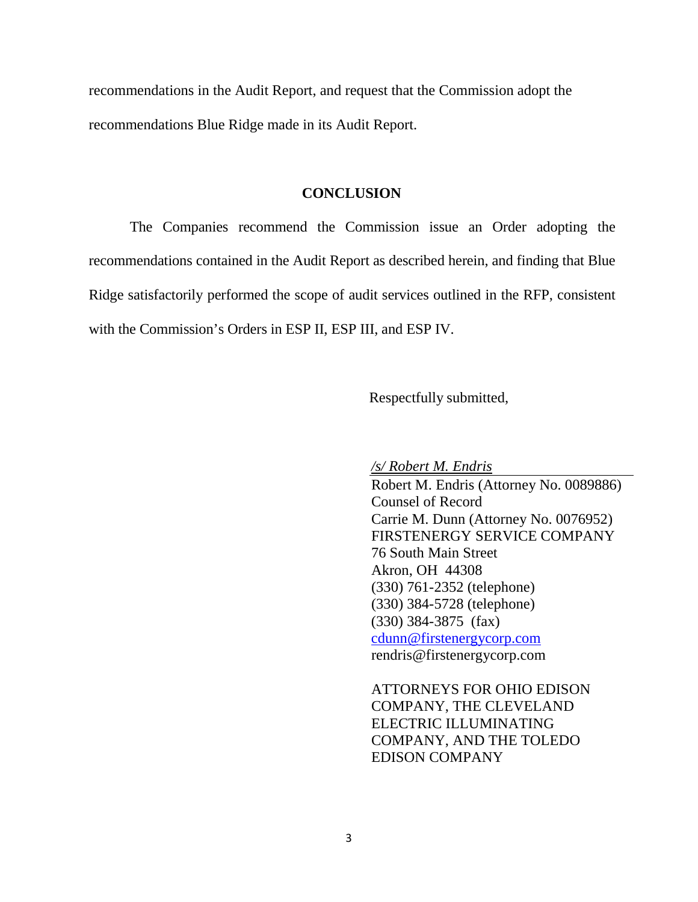recommendations in the Audit Report, and request that the Commission adopt the recommendations Blue Ridge made in its Audit Report.

## CONCLUSION

The Companies recommend the Commission issue an Order adopting the recommendations contained in the Audit Report as described herein, and finding that Blue Ridge satisfactorily performed the scope of audit services outlined in the RFP, consistent with the Commission's Orders in ESP II, ESP III, and ESP IV.

Respectfully submitted,

*/s/ Robert M. Endris*

Robert M. Endris (Attorney No. 0089886)
Counsel of Record
Carrie M. Dunn (Attorney No. 0076952)
FIRSTENERGY SERVICE COMPANY
76 South Main Street
Akron, OH 44308
(330) 761-2352 (telephone)
(330) 384-5728 (telephone)
(330) 384-3875 (fax)
cdunn@firstenergycorp.com
rendris@firstenergycorp.com

ATTORNEYS FOR OHIO EDISON COMPANY, THE CLEVELAND ELECTRIC ILLUMINATING COMPANY, AND THE TOLEDO EDISON COMPANY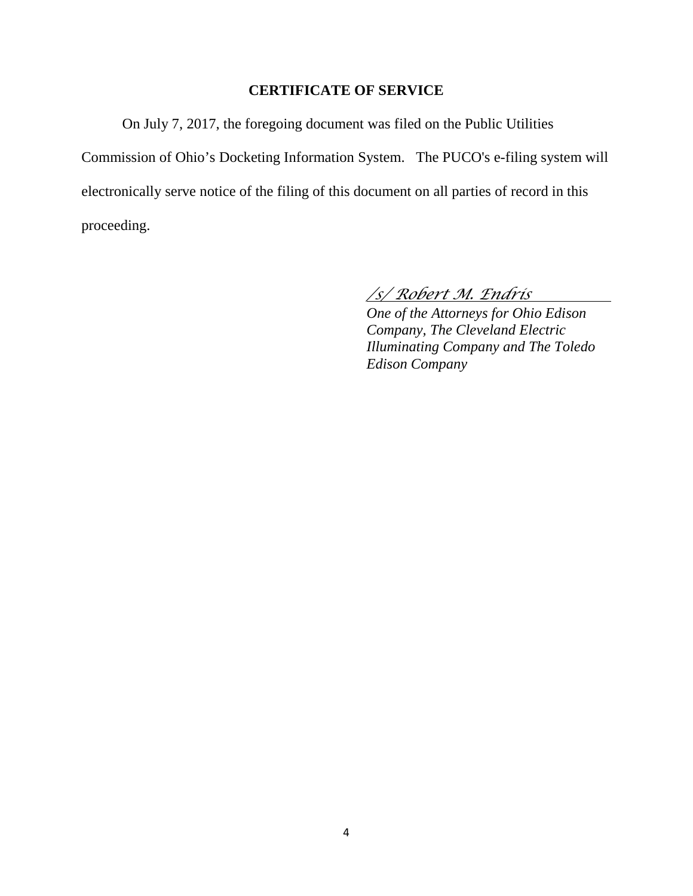## CERTIFICATE OF SERVICE

On July 7, 2017, the foregoing document was filed on the Public Utilities Commission of Ohio's Docketing Information System. The PUCO's e-filing system will electronically serve notice of the filing of this document on all parties of record in this proceeding.

*/s/ Robert M. Endris*

*One of the Attorneys for Ohio Edison Company, The Cleveland Electric Illuminating Company and The Toledo Edison Company*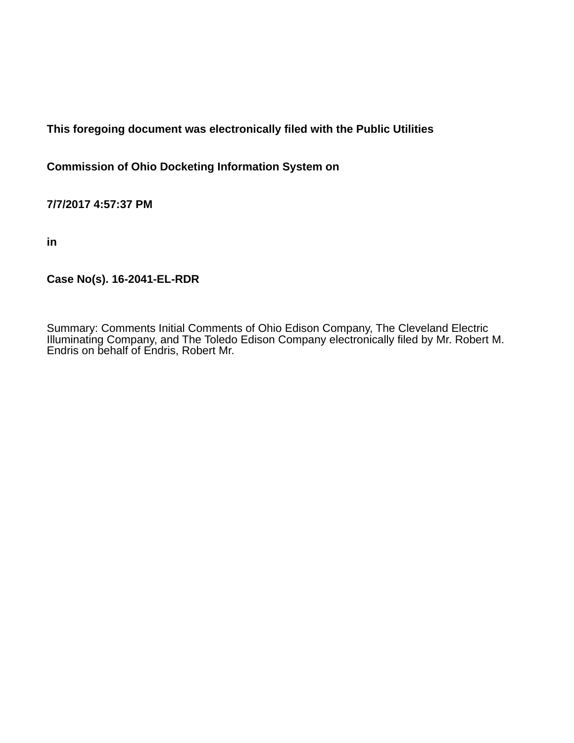**This foregoing document was electronically filed with the Public Utilities**

**Commission of Ohio Docketing Information System on**

**7/7/2017 4:57:37 PM**

**in**

**Case No(s). 16-2041-EL-RDR**

Summary: Comments Initial Comments of Ohio Edison Company, The Cleveland Electric Illuminating Company, and The Toledo Edison Company electronically filed by Mr. Robert M. Endris on behalf of Endris, Robert Mr.